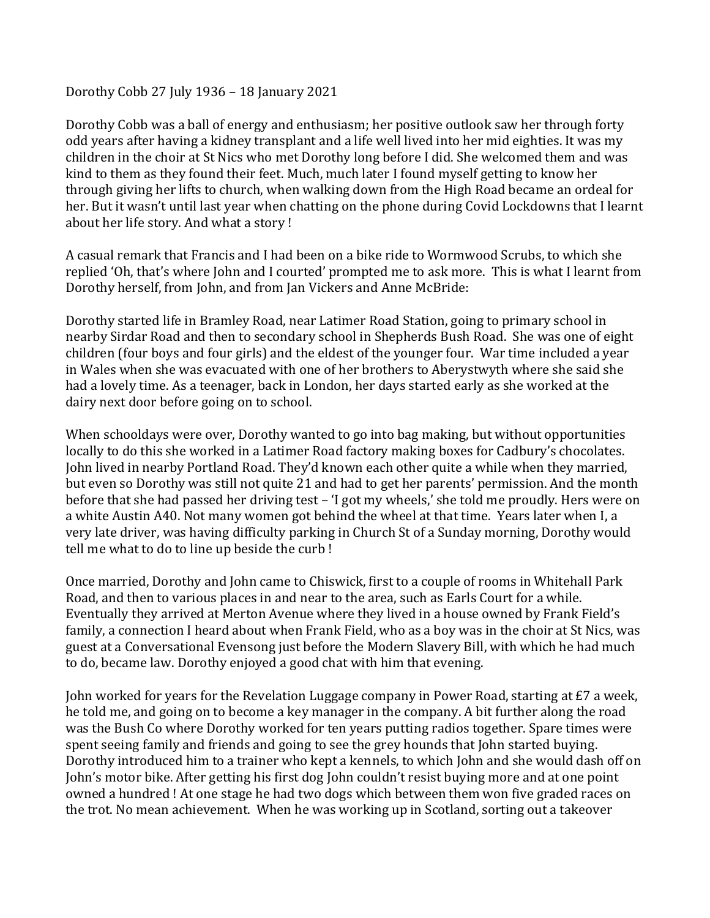Dorothy Cobb 27 July 1936 – 18 January 2021

Dorothy Cobb was a ball of energy and enthusiasm; her positive outlook saw her through forty odd years after having a kidney transplant and a life well lived into her mid eighties. It was my children in the choir at St Nics who met Dorothy long before I did. She welcomed them and was kind to them as they found their feet. Much, much later I found myself getting to know her through giving her lifts to church, when walking down from the High Road became an ordeal for her. But it wasn't until last year when chatting on the phone during Covid Lockdowns that I learnt about her life story. And what a story !

A casual remark that Francis and I had been on a bike ride to Wormwood Scrubs, to which she replied 'Oh, that's where John and I courted' prompted me to ask more. This is what I learnt from Dorothy herself, from John, and from Jan Vickers and Anne McBride:

Dorothy started life in Bramley Road, near Latimer Road Station, going to primary school in nearby Sirdar Road and then to secondary school in Shepherds Bush Road. She was one of eight children (four boys and four girls) and the eldest of the younger four. War time included a year in Wales when she was evacuated with one of her brothers to Aberystwyth where she said she had a lovely time. As a teenager, back in London, her days started early as she worked at the dairy next door before going on to school.

When schooldays were over, Dorothy wanted to go into bag making, but without opportunities locally to do this she worked in a Latimer Road factory making boxes for Cadbury's chocolates. John lived in nearby Portland Road. They'd known each other quite a while when they married, but even so Dorothy was still not quite 21 and had to get her parents' permission. And the month before that she had passed her driving test – 'I got my wheels,' she told me proudly. Hers were on a white Austin A40. Not many women got behind the wheel at that time. Years later when I, a very late driver, was having difficulty parking in Church St of a Sunday morning, Dorothy would tell me what to do to line up beside the curb !

Once married, Dorothy and John came to Chiswick, first to a couple of rooms in Whitehall Park Road, and then to various places in and near to the area, such as Earls Court for a while. Eventually they arrived at Merton Avenue where they lived in a house owned by Frank Field's family, a connection I heard about when Frank Field, who as a boy was in the choir at St Nics, was guest at a Conversational Evensong just before the Modern Slavery Bill, with which he had much to do, became law. Dorothy enjoyed a good chat with him that evening.

John worked for years for the Revelation Luggage company in Power Road, starting at £7 a week, he told me, and going on to become a key manager in the company. A bit further along the road was the Bush Co where Dorothy worked for ten years putting radios together. Spare times were spent seeing family and friends and going to see the grey hounds that John started buying. Dorothy introduced him to a trainer who kept a kennels, to which John and she would dash off on John's motor bike. After getting his first dog John couldn't resist buying more and at one point owned a hundred ! At one stage he had two dogs which between them won five graded races on the trot. No mean achievement. When he was working up in Scotland, sorting out a takeover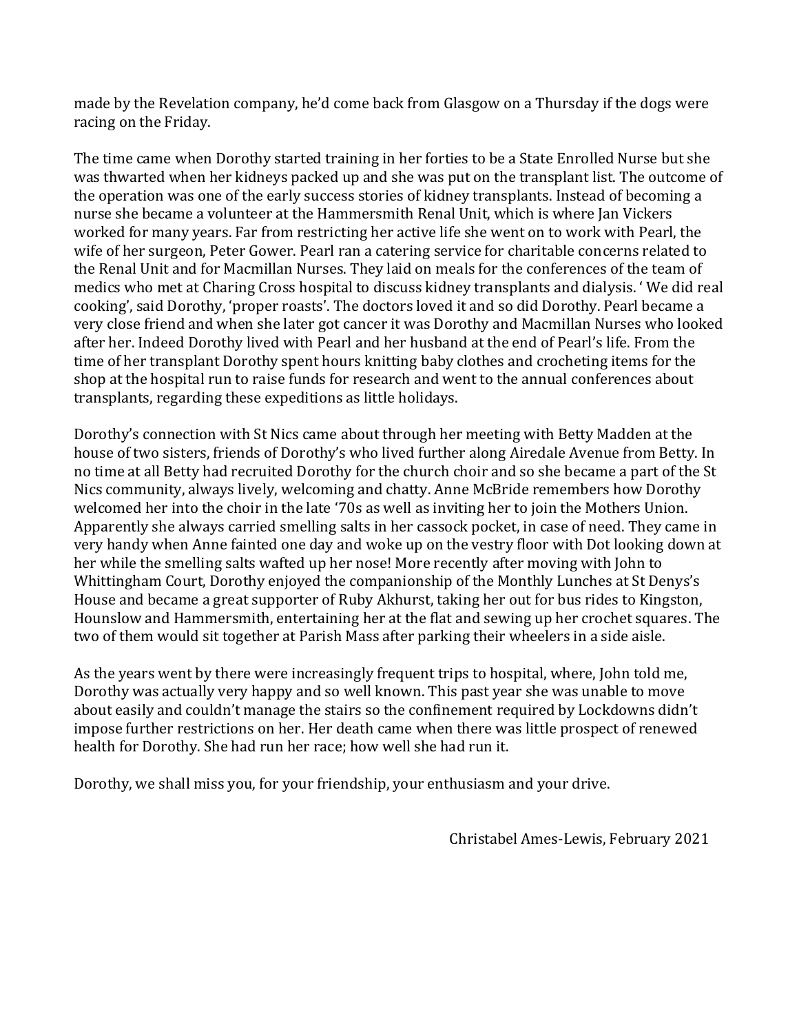made by the Revelation company, he'd come back from Glasgow on a Thursday if the dogs were racing on the Friday.

The time came when Dorothy started training in her forties to be a State Enrolled Nurse but she was thwarted when her kidneys packed up and she was put on the transplant list. The outcome of the operation was one of the early success stories of kidney transplants. Instead of becoming a nurse she became a volunteer at the Hammersmith Renal Unit, which is where Jan Vickers worked for many years. Far from restricting her active life she went on to work with Pearl, the wife of her surgeon, Peter Gower. Pearl ran a catering service for charitable concerns related to the Renal Unit and for Macmillan Nurses. They laid on meals for the conferences of the team of medics who met at Charing Cross hospital to discuss kidney transplants and dialysis. ' We did real cooking', said Dorothy, 'proper roasts'. The doctors loved it and so did Dorothy. Pearl became a very close friend and when she later got cancer it was Dorothy and Macmillan Nurses who looked after her. Indeed Dorothy lived with Pearl and her husband at the end of Pearl's life. From the time of her transplant Dorothy spent hours knitting baby clothes and crocheting items for the shop at the hospital run to raise funds for research and went to the annual conferences about transplants, regarding these expeditions as little holidays.

Dorothy's connection with St Nics came about through her meeting with Betty Madden at the house of two sisters, friends of Dorothy's who lived further along Airedale Avenue from Betty. In no time at all Betty had recruited Dorothy for the church choir and so she became a part of the St Nics community, always lively, welcoming and chatty. Anne McBride remembers how Dorothy welcomed her into the choir in the late '70s as well as inviting her to join the Mothers Union. Apparently she always carried smelling salts in her cassock pocket, in case of need. They came in very handy when Anne fainted one day and woke up on the vestry floor with Dot looking down at her while the smelling salts wafted up her nose! More recently after moving with John to Whittingham Court, Dorothy enjoyed the companionship of the Monthly Lunches at St Denys's House and became a great supporter of Ruby Akhurst, taking her out for bus rides to Kingston, Hounslow and Hammersmith, entertaining her at the flat and sewing up her crochet squares. The two of them would sit together at Parish Mass after parking their wheelers in a side aisle.

As the years went by there were increasingly frequent trips to hospital, where, John told me, Dorothy was actually very happy and so well known. This past year she was unable to move about easily and couldn't manage the stairs so the confinement required by Lockdowns didn't impose further restrictions on her. Her death came when there was little prospect of renewed health for Dorothy. She had run her race; how well she had run it.

Dorothy, we shall miss you, for your friendship, your enthusiasm and your drive.

Christabel Ames-Lewis, February 2021